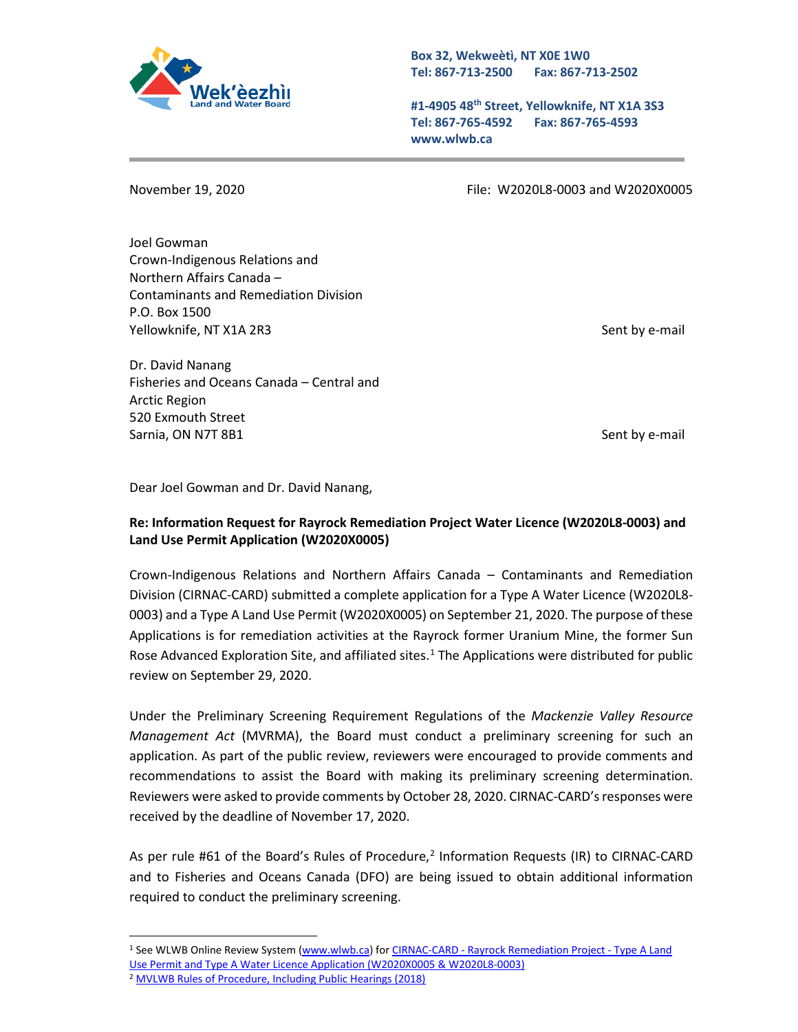Wek'èezhìı Land and Water Board

Box 32, Wekweètì, NT X0E 1W0
Tel: 867-713-2500 Fax: 867-713-2502

#1-4905 48th Street, Yellowknife, NT X1A 3S3
Tel: 867-765-4592 Fax: 867-765-4593
www.wlwb.ca

November 19, 2020 File: W2020L8-0003 and W2020X0005

Joel Gowman
Crown-Indigenous Relations and
Northern Affairs Canada –
Contaminants and Remediation Division
P.O. Box 1500
Yellowknife, NT X1A 2R3

Sent by e-mail

Dr. David Nanang
Fisheries and Oceans Canada – Central and
Arctic Region
520 Exmouth Street
Sarnia, ON N7T 8B1

Sent by e-mail

Dear Joel Gowman and Dr. David Nanang,

**Re: Information Request for Rayrock Remediation Project Water Licence (W2020L8-0003) and Land Use Permit Application (W2020X0005)**

Crown-Indigenous Relations and Northern Affairs Canada – Contaminants and Remediation Division (CIRNAC-CARD) submitted a complete application for a Type A Water Licence (W2020L8-0003) and a Type A Land Use Permit (W2020X0005) on September 21, 2020. The purpose of these Applications is for remediation activities at the Rayrock former Uranium Mine, the former Sun Rose Advanced Exploration Site, and affiliated sites.[1] The Applications were distributed for public review on September 29, 2020.

Under the Preliminary Screening Requirement Regulations of the *Mackenzie Valley Resource Management Act* (MVRMA), the Board must conduct a preliminary screening for such an application. As part of the public review, reviewers were encouraged to provide comments and recommendations to assist the Board with making its preliminary screening determination. Reviewers were asked to provide comments by October 28, 2020. CIRNAC-CARD's responses were received by the deadline of November 17, 2020.

As per rule #61 of the Board's Rules of Procedure,[2] Information Requests (IR) to CIRNAC-CARD and to Fisheries and Oceans Canada (DFO) are being issued to obtain additional information required to conduct the preliminary screening.

---

[1] See WLWB Online Review System (www.wlwb.ca) for CIRNAC-CARD - Rayrock Remediation Project - Type A Land Use Permit and Type A Water Licence Application (W2020X0005 & W2020L8-0003)

[2] MVLWB Rules of Procedure, Including Public Hearings (2018)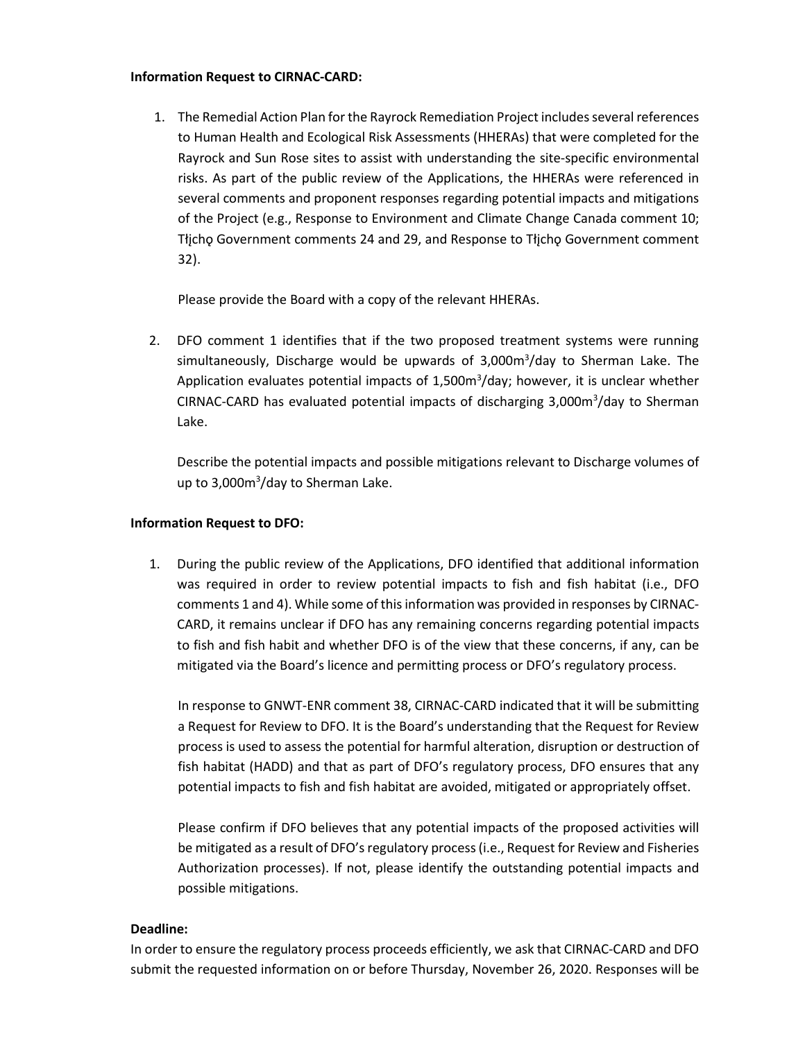**Information Request to CIRNAC-CARD:**

1. The Remedial Action Plan for the Rayrock Remediation Project includes several references to Human Health and Ecological Risk Assessments (HHERAs) that were completed for the Rayrock and Sun Rose sites to assist with understanding the site-specific environmental risks. As part of the public review of the Applications, the HHERAs were referenced in several comments and proponent responses regarding potential impacts and mitigations of the Project (e.g., Response to Environment and Climate Change Canada comment 10; Tłı̨chǫ Government comments 24 and 29, and Response to Tłı̨chǫ Government comment 32).

   Please provide the Board with a copy of the relevant HHERAs.

2. DFO comment 1 identifies that if the two proposed treatment systems were running simultaneously, Discharge would be upwards of 3,000m$^3$/day to Sherman Lake. The Application evaluates potential impacts of 1,500m$^3$/day; however, it is unclear whether CIRNAC-CARD has evaluated potential impacts of discharging 3,000m$^3$/day to Sherman Lake.

   Describe the potential impacts and possible mitigations relevant to Discharge volumes of up to 3,000m$^3$/day to Sherman Lake.

**Information Request to DFO:**

1. During the public review of the Applications, DFO identified that additional information was required in order to review potential impacts to fish and fish habitat (i.e., DFO comments 1 and 4). While some of this information was provided in responses by CIRNAC-CARD, it remains unclear if DFO has any remaining concerns regarding potential impacts to fish and fish habit and whether DFO is of the view that these concerns, if any, can be mitigated via the Board's licence and permitting process or DFO's regulatory process.

   In response to GNWT-ENR comment 38, CIRNAC-CARD indicated that it will be submitting a Request for Review to DFO. It is the Board's understanding that the Request for Review process is used to assess the potential for harmful alteration, disruption or destruction of fish habitat (HADD) and that as part of DFO's regulatory process, DFO ensures that any potential impacts to fish and fish habitat are avoided, mitigated or appropriately offset.

   Please confirm if DFO believes that any potential impacts of the proposed activities will be mitigated as a result of DFO's regulatory process (i.e., Request for Review and Fisheries Authorization processes). If not, please identify the outstanding potential impacts and possible mitigations.

**Deadline:**

In order to ensure the regulatory process proceeds efficiently, we ask that CIRNAC-CARD and DFO submit the requested information on or before Thursday, November 26, 2020. Responses will be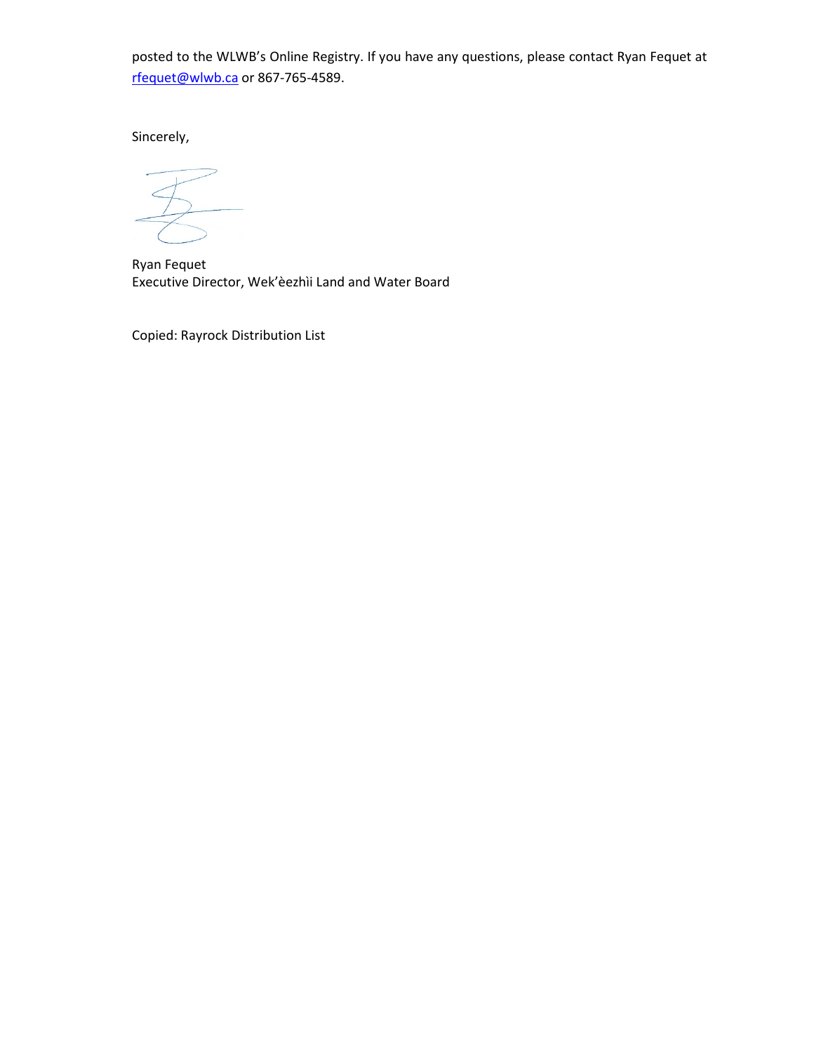posted to the WLWB's Online Registry. If you have any questions, please contact Ryan Fequet at rfequet@wlwb.ca or 867-765-4589.

Sincerely,

Ryan Fequet
Executive Director, Wek'èezhìi Land and Water Board

Copied: Rayrock Distribution List